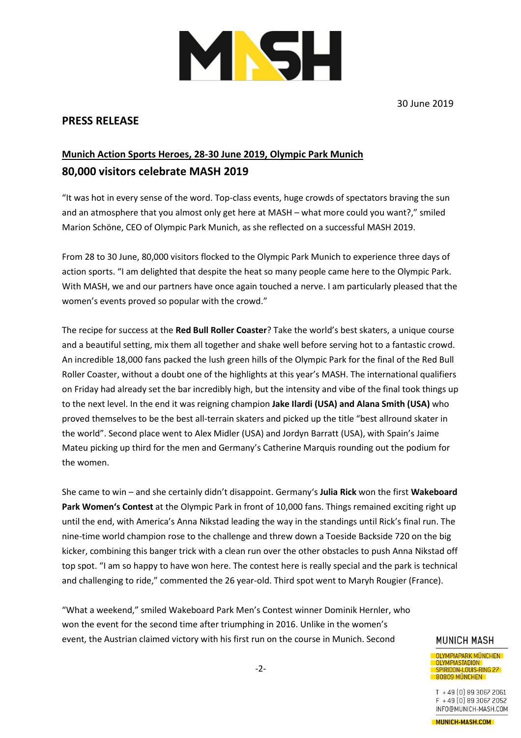30 June 2019

## PRESS RELEASE

### Munich Action Sports Heroes, 28-30 June 2019, Olympic Park Munich

### 80,000 visitors celebrate MASH 2019

"It was hot in every sense of the word. Top-class events, huge crowds of spectators braving the sun and an atmosphere that you almost only get here at MASH – what more could you want?," smiled Marion Schöne, CEO of Olympic Park Munich, as she reflected on a successful MASH 2019.

From 28 to 30 June, 80,000 visitors flocked to the Olympic Park Munich to experience three days of action sports. "I am delighted that despite the heat so many people came here to the Olympic Park. With MASH, we and our partners have once again touched a nerve. I am particularly pleased that the women's events proved so popular with the crowd."

The recipe for success at the **Red Bull Roller Coaster**? Take the world's best skaters, a unique course and a beautiful setting, mix them all together and shake well before serving hot to a fantastic crowd. An incredible 18,000 fans packed the lush green hills of the Olympic Park for the final of the Red Bull Roller Coaster, without a doubt one of the highlights at this year's MASH. The international qualifiers on Friday had already set the bar incredibly high, but the intensity and vibe of the final took things up to the next level. In the end it was reigning champion **Jake Ilardi (USA) and Alana Smith (USA)** who proved themselves to be the best all-terrain skaters and picked up the title "best allround skater in the world". Second place went to Alex Midler (USA) and Jordyn Barratt (USA), with Spain's Jaime Mateu picking up third for the men and Germany's Catherine Marquis rounding out the podium for the women.

She came to win – and she certainly didn't disappoint. Germany's **Julia Rick** won the first **Wakeboard Park Women's Contest** at the Olympic Park in front of 10,000 fans. Things remained exciting right up until the end, with America's Anna Nikstad leading the way in the standings until Rick's final run. The nine-time world champion rose to the challenge and threw down a Toeside Backside 720 on the big kicker, combining this banger trick with a clean run over the other obstacles to push Anna Nikstad off top spot. "I am so happy to have won here. The contest here is really special and the park is technical and challenging to ride," commented the 26 year-old. Third spot went to Maryh Rougier (France).

"What a weekend," smiled Wakeboard Park Men's Contest winner Dominik Hernler, who won the event for the second time after triumphing in 2016. Unlike in the women's event, the Austrian claimed victory with his first run on the course in Munich. Second

MUNICH MASH
OLYMPIAPARK MÜNCHEN
OLYMPIASTADION
SPIRIDON-LOUIS-RING 27
80809 MÜNCHEN

T +49 (0) 89 3067 2061
F +49 (0) 89 3067 2052
INFO@MUNICH-MASH.COM

MUNICH-MASH.COM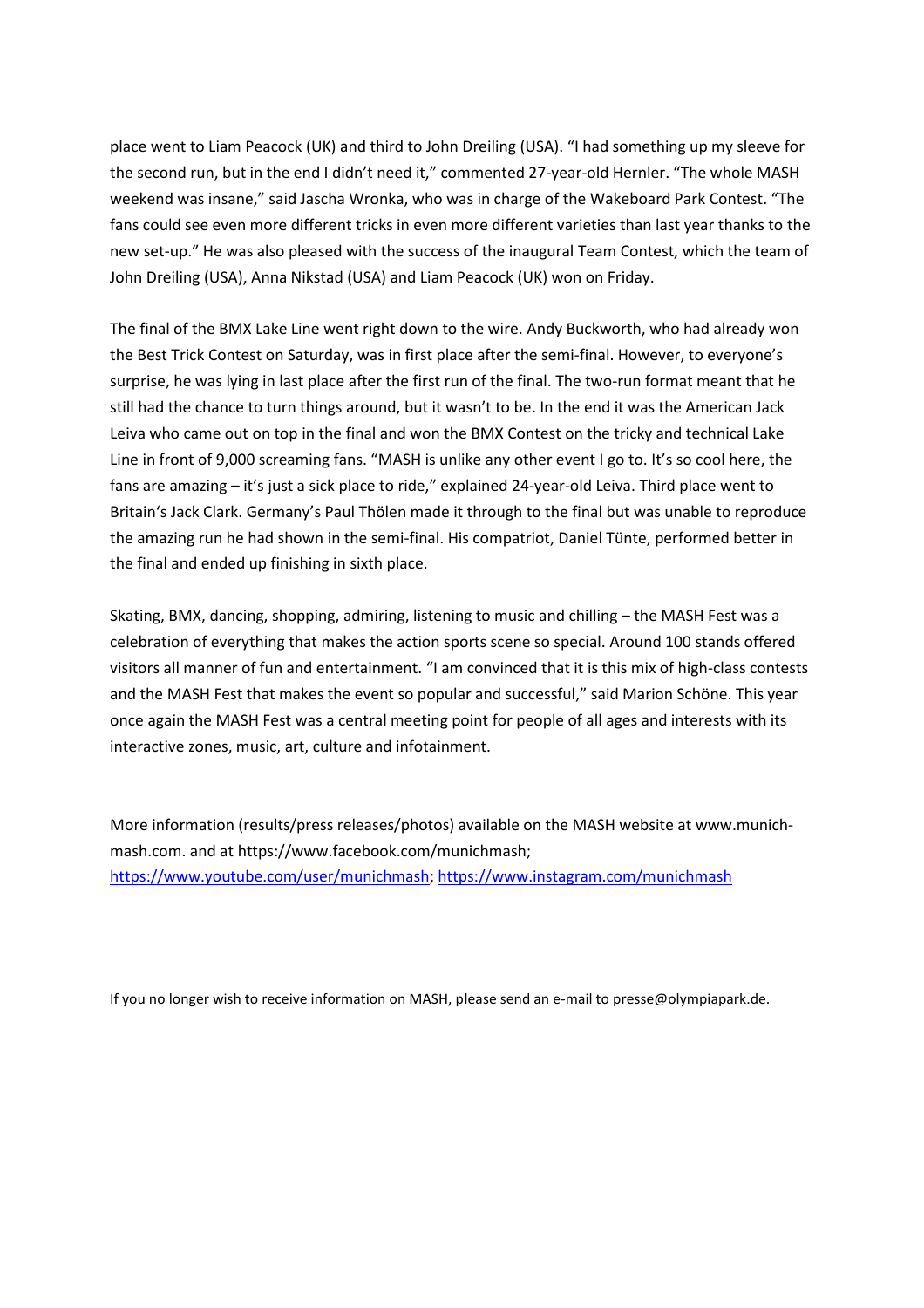place went to Liam Peacock (UK) and third to John Dreiling (USA). "I had something up my sleeve for the second run, but in the end I didn't need it," commented 27-year-old Hernler. "The whole MASH weekend was insane," said Jascha Wronka, who was in charge of the Wakeboard Park Contest. "The fans could see even more different tricks in even more different varieties than last year thanks to the new set-up." He was also pleased with the success of the inaugural Team Contest, which the team of John Dreiling (USA), Anna Nikstad (USA) and Liam Peacock (UK) won on Friday.

The final of the BMX Lake Line went right down to the wire. Andy Buckworth, who had already won the Best Trick Contest on Saturday, was in first place after the semi-final. However, to everyone's surprise, he was lying in last place after the first run of the final. The two-run format meant that he still had the chance to turn things around, but it wasn't to be. In the end it was the American Jack Leiva who came out on top in the final and won the BMX Contest on the tricky and technical Lake Line in front of 9,000 screaming fans. "MASH is unlike any other event I go to. It's so cool here, the fans are amazing – it's just a sick place to ride," explained 24-year-old Leiva. Third place went to Britain's Jack Clark. Germany's Paul Thölen made it through to the final but was unable to reproduce the amazing run he had shown in the semi-final. His compatriot, Daniel Tünte, performed better in the final and ended up finishing in sixth place.

Skating, BMX, dancing, shopping, admiring, listening to music and chilling – the MASH Fest was a celebration of everything that makes the action sports scene so special. Around 100 stands offered visitors all manner of fun and entertainment. "I am convinced that it is this mix of high-class contests and the MASH Fest that makes the event so popular and successful," said Marion Schöne. This year once again the MASH Fest was a central meeting point for people of all ages and interests with its interactive zones, music, art, culture and infotainment.

More information (results/press releases/photos) available on the MASH website at www.munich-mash.com. and at https://www.facebook.com/munichmash; [https://www.youtube.com/user/munichmash](https://www.youtube.com/user/munichmash); [https://www.instagram.com/munichmash](https://www.instagram.com/munichmash)

If you no longer wish to receive information on MASH, please send an e-mail to presse@olympiapark.de.